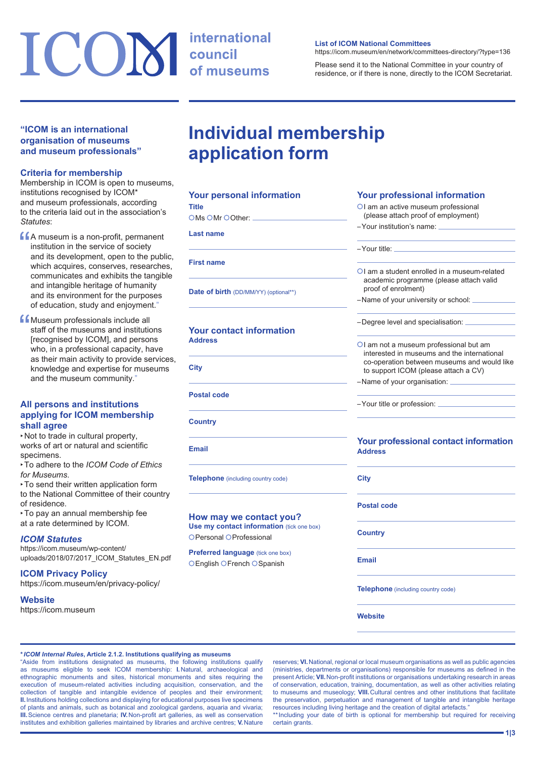# ICOM international council of museums

**List of ICOM National Committees**
https://icom.museum/en/network/committees-directory/?type=136

Please send it to the National Committee in your country of residence, or if there is none, directly to the ICOM Secretariat.

**"ICOM is an international organisation of museums and museum professionals"**

## Criteria for membership

Membership in ICOM is open to museums, institutions recognised by ICOM* and museum professionals, according to the criteria laid out in the association's *Statutes*:

"A museum is a non-profit, permanent institution in the service of society and its development, open to the public, which acquires, conserves, researches, communicates and exhibits the tangible and intangible heritage of humanity and its environment for the purposes of education, study and enjoyment."

"Museum professionals include all staff of the museums and institutions [recognised by ICOM], and persons who, in a professional capacity, have as their main activity to provide services, knowledge and expertise for museums and the museum community."

## All persons and institutions applying for ICOM membership shall agree

- Not to trade in cultural property, works of art or natural and scientific specimens.
- To adhere to the *ICOM Code of Ethics for Museums*.
- To send their written application form to the National Committee of their country of residence.
- To pay an annual membership fee at a rate determined by ICOM.

### *ICOM Statutes*

https://icom.museum/wp-content/uploads/2018/07/2017_ICOM_Statutes_EN.pdf

### ICOM Privacy Policy

https://icom.museum/en/privacy-policy/

### Website

https://icom.museum

# Individual membership application form

## Your personal information

**Title**
○ Ms ○ Mr ○ Other: ______

**Last name**
______

**First name**
______

**Date of birth** (DD/MM/YY) (optional**)
______

## Your contact information

**Address**
______

**City**
______

**Postal code**
______

**Country**
______

**Email**
______

**Telephone** (including country code)
______

## How may we contact you?

**Use my contact information** (tick one box)
○ Personal ○ Professional

**Preferred language** (tick one box)
○ English ○ French ○ Spanish

## Your professional information

○ I am an active museum professional (please attach proof of employment)
– Your institution's name: ______
– Your title: ______

○ I am a student enrolled in a museum-related academic programme (please attach valid proof of enrolment)
– Name of your university or school: ______
– Degree level and specialisation: ______

○ I am not a museum professional but am interested in museums and the international co-operation between museums and would like to support ICOM (please attach a CV)
– Name of your organisation: ______
– Your title or profession: ______

## Your professional contact information

**Address**
______

**City**
______

**Postal code**
______

**Country**
______

**Email**
______

**Telephone** (including country code)
______

**Website**
______

---

* ***ICOM Internal Rules*, Article 2.1.2. Institutions qualifying as museums**
"Aside from institutions designated as museums, the following institutions qualify as museums eligible to seek ICOM membership: **I.** Natural, archaeological and ethnographic monuments and sites, historical monuments and sites requiring the execution of museum-related activities including acquisition, conservation, and the collection of tangible and intangible evidence of peoples and their environment; **II.** Institutions holding collections and displaying for educational purposes live specimens of plants and animals, such as botanical and zoological gardens, aquaria and vivaria; **III.** Science centres and planetaria; **IV.** Non-profit art galleries, as well as conservation institutes and exhibition galleries maintained by libraries and archive centres; **V.** Nature reserves; **VI.** National, regional or local museum organisations as well as public agencies (ministries, departments or organisations) responsible for museums as defined in the present Article; **VII.** Non-profit institutions or organisations undertaking research in areas of conservation, education, training, documentation, as well as other activities relating to museums and museology; **VIII.** Cultural centres and other institutions that facilitate the preservation, perpetuation and management of tangible and intangible heritage resources including living heritage and the creation of digital artefacts."

** Including your date of birth is optional for membership but required for receiving certain grants.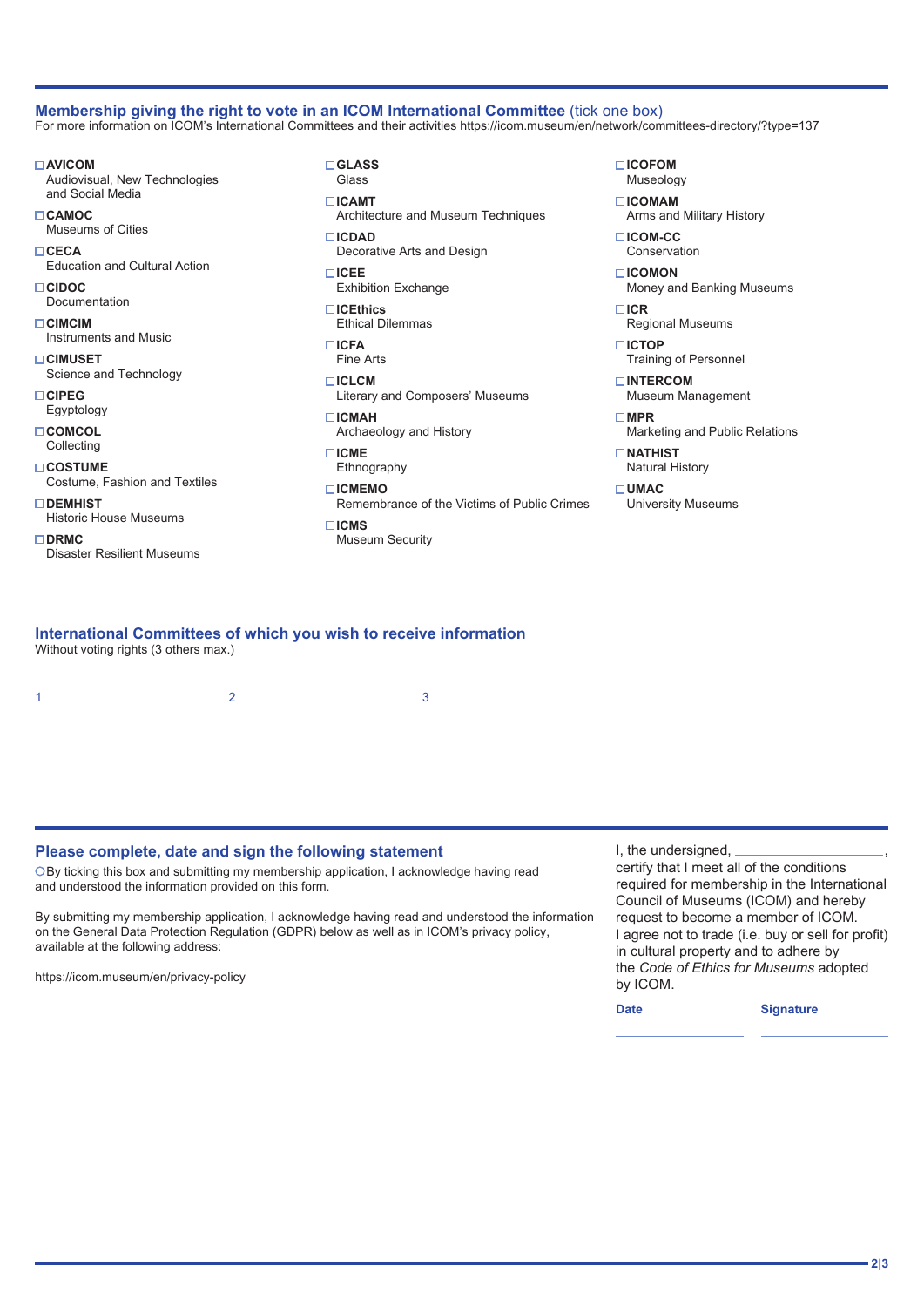## Membership giving the right to vote in an ICOM International Committee (tick one box)

For more information on ICOM's International Committees and their activities https://icom.museum/en/network/committees-directory/?type=137

- ☐ **AVICOM**
  Audiovisual, New Technologies and Social Media
- ☐ **CAMOC**
  Museums of Cities
- ☐ **CECA**
  Education and Cultural Action
- ☐ **CIDOC**
  Documentation
- ☐ **CIMCIM**
  Instruments and Music
- ☐ **CIMUSET**
  Science and Technology
- ☐ **CIPEG**
  Egyptology
- ☐ **COMCOL**
  Collecting
- ☐ **COSTUME**
  Costume, Fashion and Textiles
- ☐ **DEMHIST**
  Historic House Museums
- ☐ **DRMC**
  Disaster Resilient Museums
- ☐ **GLASS**
  Glass
- ☐ **ICAMT**
  Architecture and Museum Techniques
- ☐ **ICDAD**
  Decorative Arts and Design
- ☐ **ICEE**
  Exhibition Exchange
- ☐ **ICEthics**
  Ethical Dilemmas
- ☐ **ICFA**
  Fine Arts
- ☐ **ICLCM**
  Literary and Composers' Museums
- ☐ **ICMAH**
  Archaeology and History
- ☐ **ICME**
  Ethnography
- ☐ **ICMEMO**
  Remembrance of the Victims of Public Crimes
- ☐ **ICMS**
  Museum Security
- ☐ **ICOFOM**
  Museology
- ☐ **ICOMAM**
  Arms and Military History
- ☐ **ICOM-CC**
  Conservation
- ☐ **ICOMON**
  Money and Banking Museums
- ☐ **ICR**
  Regional Museums
- ☐ **ICTOP**
  Training of Personnel
- ☐ **INTERCOM**
  Museum Management
- ☐ **MPR**
  Marketing and Public Relations
- ☐ **NATHIST**
  Natural History
- ☐ **UMAC**
  University Museums

## International Committees of which you wish to receive information

Without voting rights (3 others max.)

1 ______________________ 2 ______________________ 3 ______________________

## Please complete, date and sign the following statement

○ By ticking this box and submitting my membership application, I acknowledge having read and understood the information provided on this form.

By submitting my membership application, I acknowledge having read and understood the information on the General Data Protection Regulation (GDPR) below as well as in ICOM's privacy policy, available at the following address:

https://icom.museum/en/privacy-policy

I, the undersigned, ______________________, certify that I meet all of the conditions required for membership in the International Council of Museums (ICOM) and hereby request to become a member of ICOM.
I agree not to trade (i.e. buy or sell for profit) in cultural property and to adhere by the *Code of Ethics for Museums* adopted by ICOM.

**Date** ______________________ **Signature** ______________________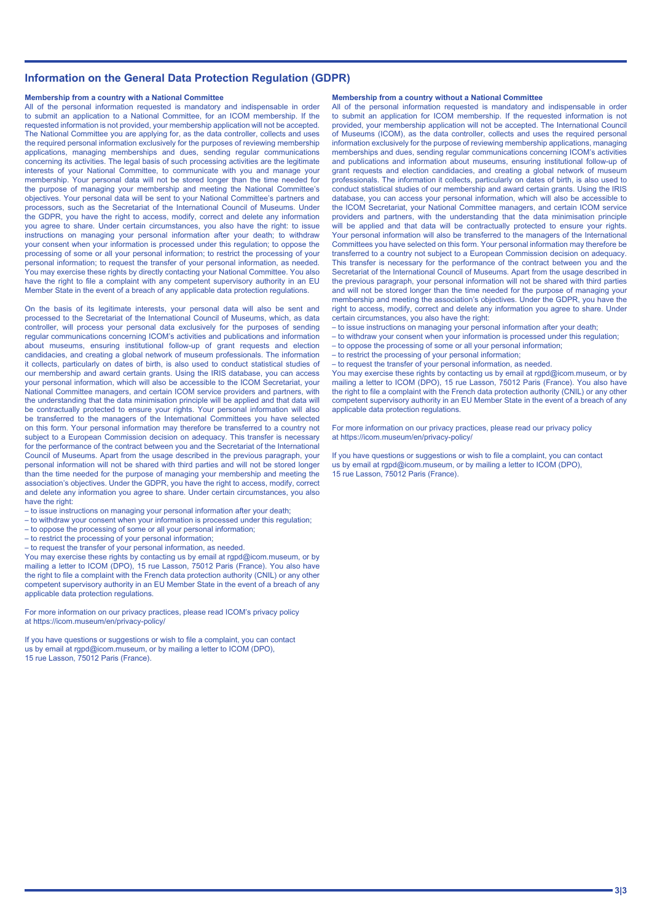## Information on the General Data Protection Regulation (GDPR)

**Membership from a country with a National Committee**

All of the personal information requested is mandatory and indispensable in order to submit an application to a National Committee, for an ICOM membership. If the requested information is not provided, your membership application will not be accepted. The National Committee you are applying for, as the data controller, collects and uses the required personal information exclusively for the purposes of reviewing membership applications, managing memberships and dues, sending regular communications concerning its activities. The legal basis of such processing activities are the legitimate interests of your National Committee, to communicate with you and manage your membership. Your personal data will not be stored longer than the time needed for the purpose of managing your membership and meeting the National Committee's objectives. Your personal data will be sent to your National Committee's partners and processors, such as the Secretariat of the International Council of Museums. Under the GDPR, you have the right to access, modify, correct and delete any information you agree to share. Under certain circumstances, you also have the right: to issue instructions on managing your personal information after your death; to withdraw your consent when your information is processed under this regulation; to oppose the processing of some or all your personal information; to restrict the processing of your personal information; to request the transfer of your personal information, as needed. You may exercise these rights by directly contacting your National Committee. You also have the right to file a complaint with any competent supervisory authority in an EU Member State in the event of a breach of any applicable data protection regulations.

On the basis of its legitimate interests, your personal data will also be sent and processed to the Secretariat of the International Council of Museums, which, as data controller, will process your personal data exclusively for the purposes of sending regular communications concerning ICOM's activities and publications and information about museums, ensuring institutional follow-up of grant requests and election candidacies, and creating a global network of museum professionals. The information it collects, particularly on dates of birth, is also used to conduct statistical studies of our membership and award certain grants. Using the IRIS database, you can access your personal information, which will also be accessible to the ICOM Secretariat, your National Committee managers, and certain ICOM service providers and partners, with the understanding that the data minimisation principle will be applied and that data will be contractually protected to ensure your rights. Your personal information will also be transferred to the managers of the International Committees you have selected on this form. Your personal information may therefore be transferred to a country not subject to a European Commission decision on adequacy. This transfer is necessary for the performance of the contract between you and the Secretariat of the International Council of Museums. Apart from the usage described in the previous paragraph, your personal information will not be shared with third parties and will not be stored longer than the time needed for the purpose of managing your membership and meeting the association's objectives. Under the GDPR, you have the right to access, modify, correct and delete any information you agree to share. Under certain circumstances, you also have the right:

– to issue instructions on managing your personal information after your death;
– to withdraw your consent when your information is processed under this regulation;
– to oppose the processing of some or all your personal information;
– to restrict the processing of your personal information;
– to request the transfer of your personal information, as needed.

You may exercise these rights by contacting us by email at rgpd@icom.museum, or by mailing a letter to ICOM (DPO), 15 rue Lasson, 75012 Paris (France). You also have the right to file a complaint with the French data protection authority (CNIL) or any other competent supervisory authority in an EU Member State in the event of a breach of any applicable data protection regulations.

For more information on our privacy practices, please read ICOM's privacy policy at https://icom.museum/en/privacy-policy/

If you have questions or suggestions or wish to file a complaint, you can contact us by email at rgpd@icom.museum, or by mailing a letter to ICOM (DPO), 15 rue Lasson, 75012 Paris (France).

**Membership from a country without a National Committee**

All of the personal information requested is mandatory and indispensable in order to submit an application for ICOM membership. If the requested information is not provided, your membership application will not be accepted. The International Council of Museums (ICOM), as the data controller, collects and uses the required personal information exclusively for the purpose of reviewing membership applications, managing memberships and dues, sending regular communications concerning ICOM's activities and publications and information about museums, ensuring institutional follow-up of grant requests and election candidacies, and creating a global network of museum professionals. The information it collects, particularly on dates of birth, is also used to conduct statistical studies of our membership and award certain grants. Using the IRIS database, you can access your personal information, which will also be accessible to the ICOM Secretariat, your National Committee managers, and certain ICOM service providers and partners, with the understanding that the data minimisation principle will be applied and that data will be contractually protected to ensure your rights. Your personal information will also be transferred to the managers of the International Committees you have selected on this form. Your personal information may therefore be transferred to a country not subject to a European Commission decision on adequacy. This transfer is necessary for the performance of the contract between you and the Secretariat of the International Council of Museums. Apart from the usage described in the previous paragraph, your personal information will not be shared with third parties and will not be stored longer than the time needed for the purpose of managing your membership and meeting the association's objectives. Under the GDPR, you have the right to access, modify, correct and delete any information you agree to share. Under certain circumstances, you also have the right:

– to issue instructions on managing your personal information after your death;
– to withdraw your consent when your information is processed under this regulation;
– to oppose the processing of some or all your personal information;
– to restrict the processing of your personal information;
– to request the transfer of your personal information, as needed.

You may exercise these rights by contacting us by email at rgpd@icom.museum, or by mailing a letter to ICOM (DPO), 15 rue Lasson, 75012 Paris (France). You also have the right to file a complaint with the French data protection authority (CNIL) or any other competent supervisory authority in an EU Member State in the event of a breach of any applicable data protection regulations.

For more information on our privacy practices, please read our privacy policy at https://icom.museum/en/privacy-policy/

If you have questions or suggestions or wish to file a complaint, you can contact us by email at rgpd@icom.museum, or by mailing a letter to ICOM (DPO), 15 rue Lasson, 75012 Paris (France).